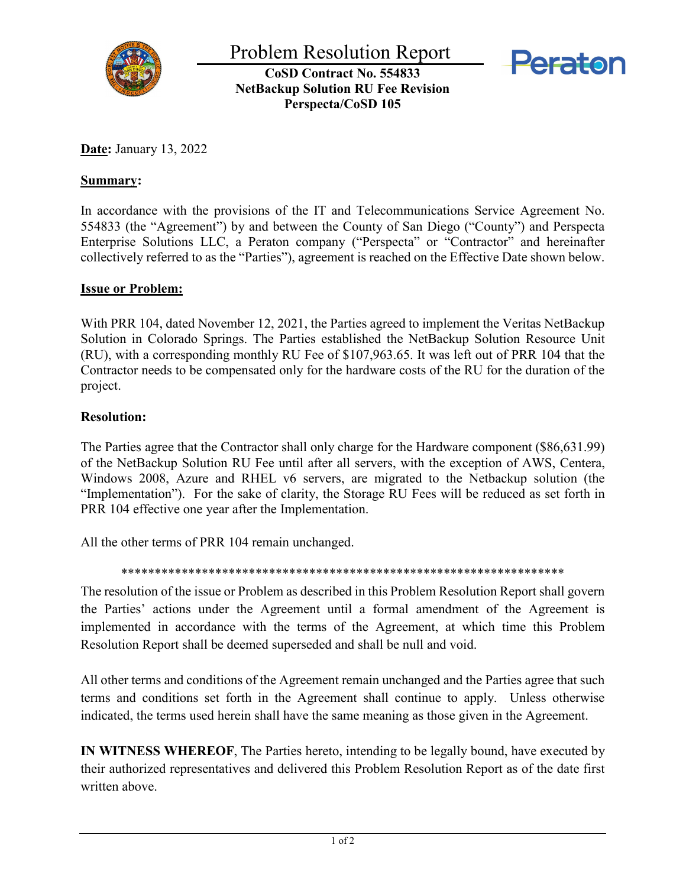# Problem Resolution Report

**CoSD Contract No. 554833**
**NetBackup Solution RU Fee Revision**
**Perspecta/CoSD 105**

**Date:** January 13, 2022

## Summary:

In accordance with the provisions of the IT and Telecommunications Service Agreement No. 554833 (the "Agreement") by and between the County of San Diego ("County") and Perspecta Enterprise Solutions LLC, a Peraton company ("Perspecta" or "Contractor" and hereinafter collectively referred to as the "Parties"), agreement is reached on the Effective Date shown below.

## Issue or Problem:

With PRR 104, dated November 12, 2021, the Parties agreed to implement the Veritas NetBackup Solution in Colorado Springs. The Parties established the NetBackup Solution Resource Unit (RU), with a corresponding monthly RU Fee of $107,963.65. It was left out of PRR 104 that the Contractor needs to be compensated only for the hardware costs of the RU for the duration of the project.

## Resolution:

The Parties agree that the Contractor shall only charge for the Hardware component ($86,631.99) of the NetBackup Solution RU Fee until after all servers, with the exception of AWS, Centera, Windows 2008, Azure and RHEL v6 servers, are migrated to the Netbackup solution (the "Implementation"). For the sake of clarity, the Storage RU Fees will be reduced as set forth in PRR 104 effective one year after the Implementation.

All the other terms of PRR 104 remain unchanged.

*******************************************************************

The resolution of the issue or Problem as described in this Problem Resolution Report shall govern the Parties' actions under the Agreement until a formal amendment of the Agreement is implemented in accordance with the terms of the Agreement, at which time this Problem Resolution Report shall be deemed superseded and shall be null and void.

All other terms and conditions of the Agreement remain unchanged and the Parties agree that such terms and conditions set forth in the Agreement shall continue to apply. Unless otherwise indicated, the terms used herein shall have the same meaning as those given in the Agreement.

**IN WITNESS WHEREOF**, The Parties hereto, intending to be legally bound, have executed by their authorized representatives and delivered this Problem Resolution Report as of the date first written above.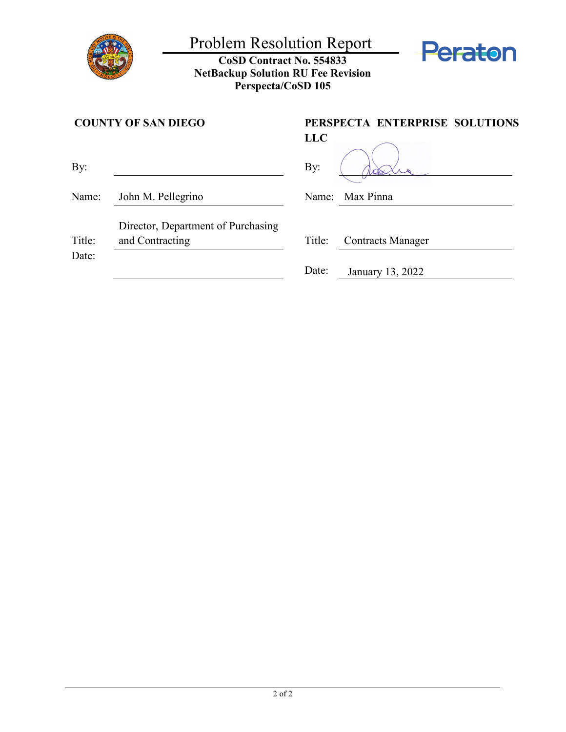# Problem Resolution Report

**CoSD Contract No. 554833**
**NetBackup Solution RU Fee Revision**
**Perspecta/CoSD 105**

| **COUNTY OF SAN DIEGO** | | **PERSPECTA ENTERPRISE SOLUTIONS LLC** | |
|---|---|---|---|
| By: | | By: | |
| Name: | John M. Pellegrino | Name: | Max Pinna |
| Title: | Director, Department of Purchasing and Contracting | Title: | Contracts Manager |
| Date: | | Date: | January 13, 2022 |